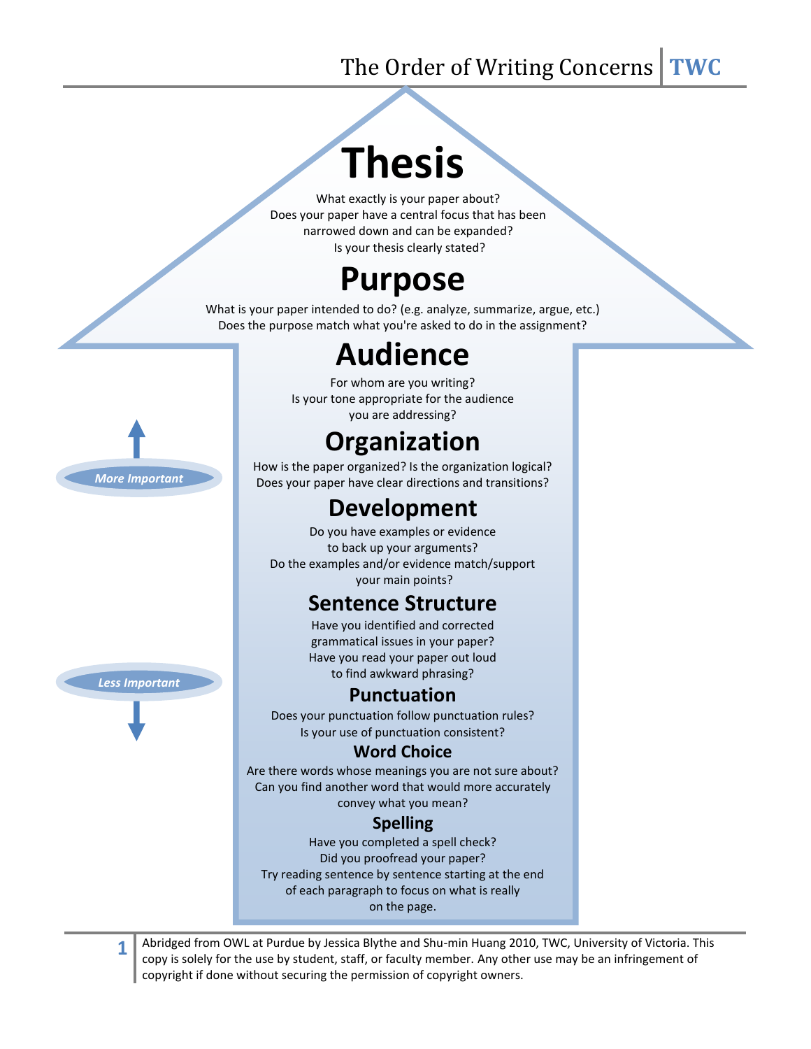# The Order of Writing Concerns

TWC

*More Important* ↑

*Less Important* ↓

## Thesis

What exactly is your paper about?
Does your paper have a central focus that has been narrowed down and can be expanded?
Is your thesis clearly stated?

## Purpose

What is your paper intended to do? (e.g. analyze, summarize, argue, etc.)
Does the purpose match what you're asked to do in the assignment?

## Audience

For whom are you writing?
Is your tone appropriate for the audience you are addressing?

## Organization

How is the paper organized? Is the organization logical?
Does your paper have clear directions and transitions?

## Development

Do you have examples or evidence to back up your arguments?
Do the examples and/or evidence match/support your main points?

## Sentence Structure

Have you identified and corrected grammatical issues in your paper?
Have you read your paper out loud to find awkward phrasing?

### Punctuation

Does your punctuation follow punctuation rules?
Is your use of punctuation consistent?

### Word Choice

Are there words whose meanings you are not sure about?
Can you find another word that would more accurately convey what you mean?

### Spelling

Have you completed a spell check?
Did you proofread your paper?
Try reading sentence by sentence starting at the end of each paragraph to focus on what is really on the page.

Abridged from OWL at Purdue by Jessica Blythe and Shu-min Huang 2010, TWC, University of Victoria. This copy is solely for the use by student, staff, or faculty member. Any other use may be an infringement of copyright if done without securing the permission of copyright owners.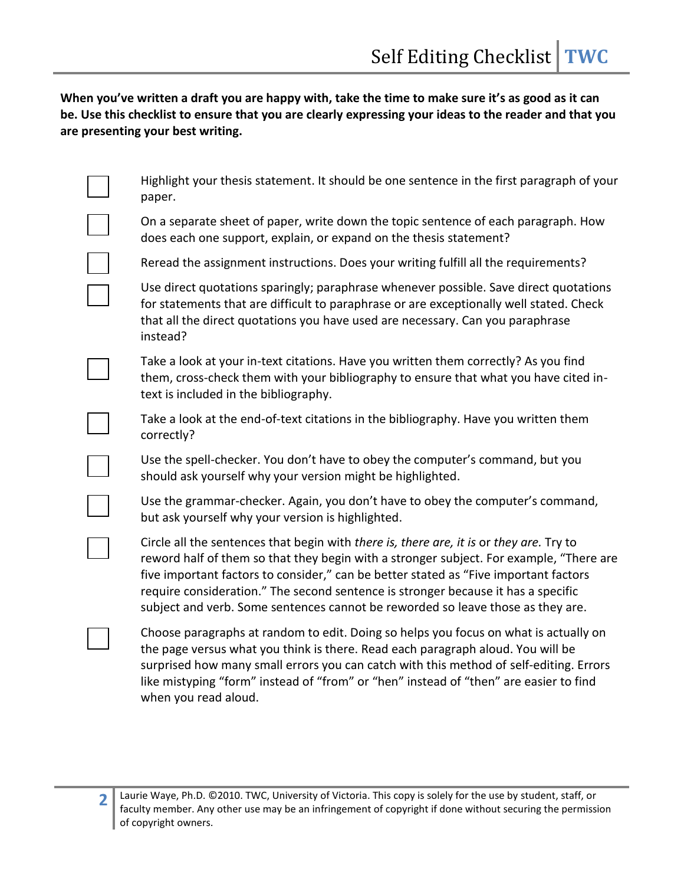**When you've written a draft you are happy with, take the time to make sure it's as good as it can be. Use this checklist to ensure that you are clearly expressing your ideas to the reader and that you are presenting your best writing.**

- [ ] Highlight your thesis statement. It should be one sentence in the first paragraph of your paper.
- [ ] On a separate sheet of paper, write down the topic sentence of each paragraph. How does each one support, explain, or expand on the thesis statement?
- [ ] Reread the assignment instructions. Does your writing fulfill all the requirements?
- [ ] Use direct quotations sparingly; paraphrase whenever possible. Save direct quotations for statements that are difficult to paraphrase or are exceptionally well stated. Check that all the direct quotations you have used are necessary. Can you paraphrase instead?
- [ ] Take a look at your in-text citations. Have you written them correctly? As you find them, cross-check them with your bibliography to ensure that what you have cited in-text is included in the bibliography.
- [ ] Take a look at the end-of-text citations in the bibliography. Have you written them correctly?
- [ ] Use the spell-checker. You don't have to obey the computer's command, but you should ask yourself why your version might be highlighted.
- [ ] Use the grammar-checker. Again, you don't have to obey the computer's command, but ask yourself why your version is highlighted.
- [ ] Circle all the sentences that begin with *there is, there are, it is* or *they are.* Try to reword half of them so that they begin with a stronger subject. For example, "There are five important factors to consider," can be better stated as "Five important factors require consideration." The second sentence is stronger because it has a specific subject and verb. Some sentences cannot be reworded so leave those as they are.
- [ ] Choose paragraphs at random to edit. Doing so helps you focus on what is actually on the page versus what you think is there. Read each paragraph aloud. You will be surprised how many small errors you can catch with this method of self-editing. Errors like mistyping "form" instead of "from" or "hen" instead of "then" are easier to find when you read aloud.

Laurie Waye, Ph.D. ©2010. TWC, University of Victoria. This copy is solely for the use by student, staff, or faculty member. Any other use may be an infringement of copyright if done without securing the permission of copyright owners.